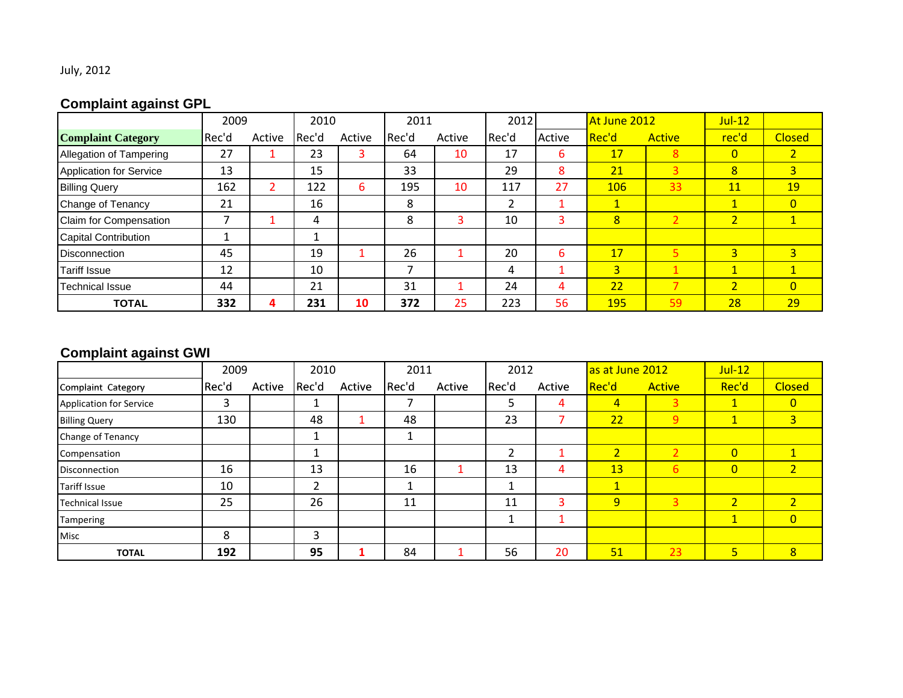July, 2012

## Complaint against GPL

| | 2009 | | 2010 | | 2011 | | 2012 | | At June 2012 | | Jul-12 | |
|---|---|---|---|---|---|---|---|---|---|---|---|---|
| **Complaint Category** | Rec'd | Active | Rec'd | Active | Rec'd | Active | Rec'd | Active | Rec'd | Active | rec'd | Closed |
| Allegation of Tampering | 27 | 1 | 23 | 3 | 64 | 10 | 17 | 6 | 17 | 8 | 0 | 2 |
| Application for Service | 13 | | 15 | | 33 | | 29 | 8 | 21 | 3 | 8 | 3 |
| Billing Query | 162 | 2 | 122 | 6 | 195 | 10 | 117 | 27 | 106 | 33 | 11 | 19 |
| Change of Tenancy | 21 | | 16 | | 8 | | 2 | 1 | 1 | | 1 | 0 |
| Claim for Compensation | 7 | 1 | 4 | | 8 | 3 | 10 | 3 | 8 | 2 | 2 | 1 |
| Capital Contribution | 1 | | 1 | | | | | | | | | |
| Disconnection | 45 | | 19 | 1 | 26 | 1 | 20 | 6 | 17 | 5 | 3 | 3 |
| Tariff Issue | 12 | | 10 | | 7 | | 4 | 1 | 3 | 1 | 1 | 1 |
| Technical Issue | 44 | | 21 | | 31 | 1 | 24 | 4 | 22 | 7 | 2 | 0 |
| **TOTAL** | **332** | **4** | **231** | **10** | **372** | 25 | 223 | 56 | 195 | 59 | 28 | 29 |

## Complaint against GWI

| | 2009 | | 2010 | | 2011 | | 2012 | | as at June 2012 | | Jul-12 | |
|---|---|---|---|---|---|---|---|---|---|---|---|---|
| Complaint Category | Rec'd | Active | Rec'd | Active | Rec'd | Active | Rec'd | Active | Rec'd | Active | Rec'd | Closed |
| Application for Service | 3 | | 1 | | 7 | | 5 | 4 | 4 | 3 | 1 | 0 |
| Billing Query | 130 | | 48 | 1 | 48 | | 23 | 7 | 22 | 9 | 1 | 3 |
| Change of Tenancy | | | 1 | | 1 | | | | | | | |
| Compensation | | | 1 | | | | 2 | 1 | 2 | 2 | 0 | 1 |
| Disconnection | 16 | | 13 | | 16 | 1 | 13 | 4 | 13 | 6 | 0 | 2 |
| Tariff Issue | 10 | | 2 | | 1 | | 1 | | 1 | | | |
| Technical Issue | 25 | | 26 | | 11 | | 11 | 3 | 9 | 3 | 2 | 2 |
| Tampering | | | | | | | 1 | 1 | | | 1 | 0 |
| Misc | 8 | | 3 | | | | | | | | | |
| **TOTAL** | **192** | | **95** | **1** | 84 | 1 | 56 | 20 | 51 | 23 | 5 | 8 |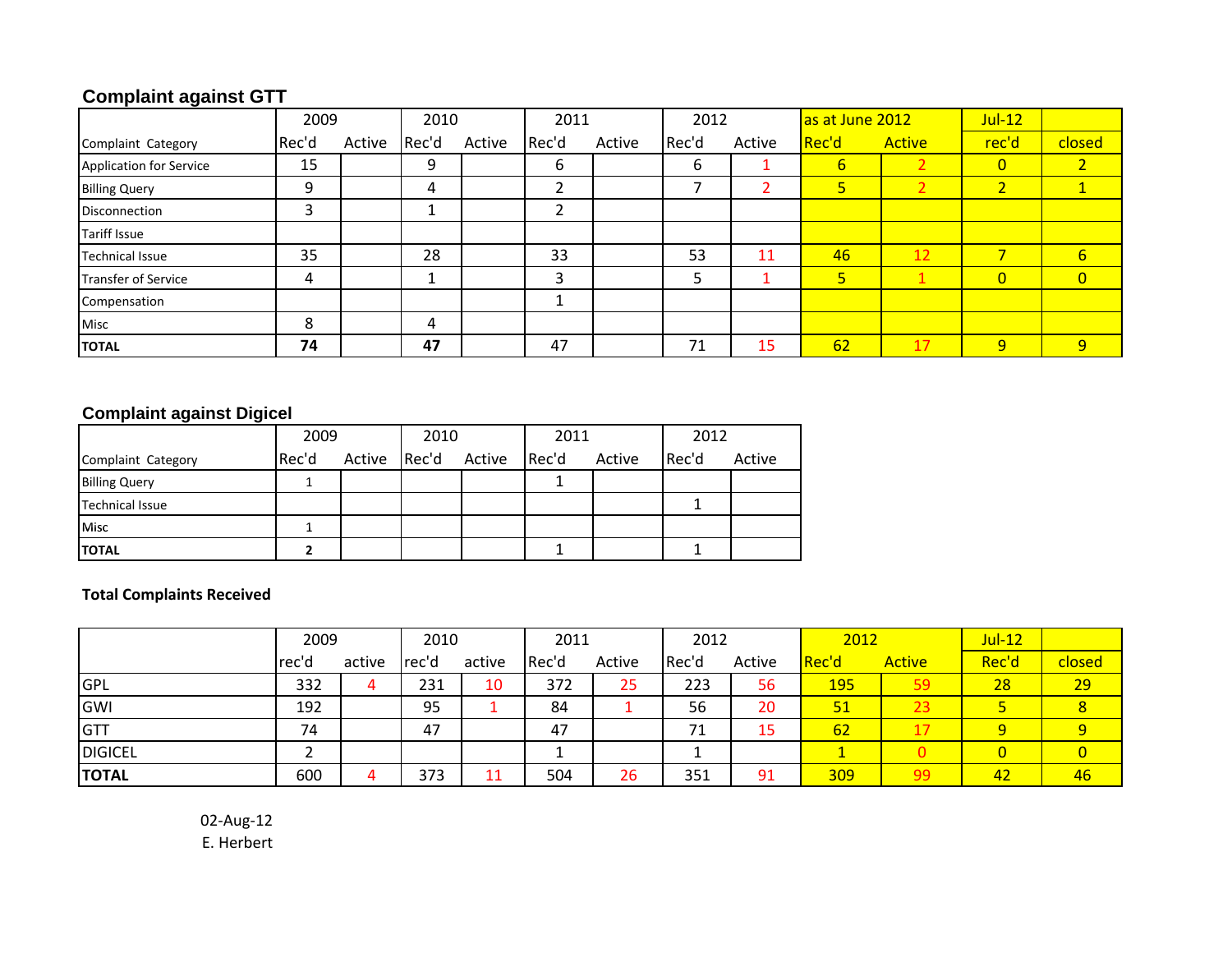## Complaint against GTT

| | 2009 | | 2010 | | 2011 | | 2012 | | as at June 2012 | | Jul-12 | |
|---|---|---|---|---|---|---|---|---|---|---|---|---|
| Complaint Category | Rec'd | Active | Rec'd | Active | Rec'd | Active | Rec'd | Active | Rec'd | Active | rec'd | closed |
| Application for Service | 15 | | 9 | | 6 | | 6 | 1 | 6 | 2 | 0 | 2 |
| Billing Query | 9 | | 4 | | 2 | | 7 | 2 | 5 | 2 | 2 | 1 |
| Disconnection | 3 | | 1 | | 2 | | | | | | | |
| Tariff Issue | | | | | | | | | | | | |
| Technical Issue | 35 | | 28 | | 33 | | 53 | 11 | 46 | 12 | 7 | 6 |
| Transfer of Service | 4 | | 1 | | 3 | | 5 | 1 | 5 | 1 | 0 | 0 |
| Compensation | | | | | 1 | | | | | | | |
| Misc | 8 | | 4 | | | | | | | | | |
| **TOTAL** | **74** | | **47** | | 47 | | 71 | 15 | 62 | 17 | 9 | 9 |

## Complaint against Digicel

| | 2009 | | 2010 | | 2011 | | 2012 | |
|---|---|---|---|---|---|---|---|---|
| Complaint Category | Rec'd | Active | Rec'd | Active | Rec'd | Active | Rec'd | Active |
| Billing Query | 1 | | | | 1 | | | |
| Technical Issue | | | | | | | 1 | |
| Misc | 1 | | | | | | | |
| **TOTAL** | **2** | | | | 1 | | 1 | |

**Total Complaints Received**

| | 2009 | | 2010 | | 2011 | | 2012 | | 2012 | | Jul-12 | |
|---|---|---|---|---|---|---|---|---|---|---|---|---|
| | rec'd | active | rec'd | active | Rec'd | Active | Rec'd | Active | Rec'd | Active | Rec'd | closed |
| GPL | 332 | 4 | 231 | 10 | 372 | 25 | 223 | 56 | 195 | 59 | 28 | 29 |
| GWI | 192 | | 95 | 1 | 84 | 1 | 56 | 20 | 51 | 23 | 5 | 8 |
| GTT | 74 | | 47 | | 47 | | 71 | 15 | 62 | 17 | 9 | 9 |
| DIGICEL | 2 | | | | 1 | | 1 | | 1 | 0 | 0 | 0 |
| **TOTAL** | 600 | 4 | 373 | 11 | 504 | 26 | 351 | 91 | 309 | 99 | 42 | 46 |

02-Aug-12
E. Herbert